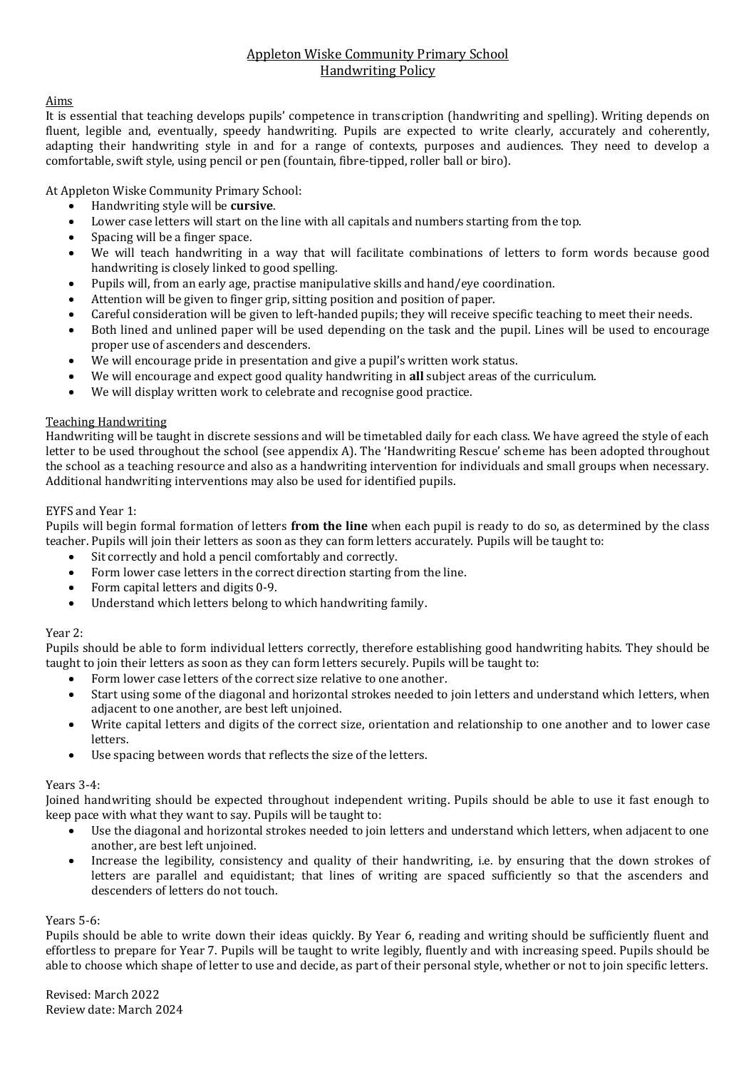# Appleton Wiske Community Primary School
## Handwriting Policy

### Aims

It is essential that teaching develops pupils' competence in transcription (handwriting and spelling). Writing depends on fluent, legible and, eventually, speedy handwriting. Pupils are expected to write clearly, accurately and coherently, adapting their handwriting style in and for a range of contexts, purposes and audiences. They need to develop a comfortable, swift style, using pencil or pen (fountain, fibre-tipped, roller ball or biro).

At Appleton Wiske Community Primary School:

- Handwriting style will be **cursive**.
- Lower case letters will start on the line with all capitals and numbers starting from the top.
- Spacing will be a finger space.
- We will teach handwriting in a way that will facilitate combinations of letters to form words because good handwriting is closely linked to good spelling.
- Pupils will, from an early age, practise manipulative skills and hand/eye coordination.
- Attention will be given to finger grip, sitting position and position of paper.
- Careful consideration will be given to left-handed pupils; they will receive specific teaching to meet their needs.
- Both lined and unlined paper will be used depending on the task and the pupil. Lines will be used to encourage proper use of ascenders and descenders.
- We will encourage pride in presentation and give a pupil's written work status.
- We will encourage and expect good quality handwriting in **all** subject areas of the curriculum.
- We will display written work to celebrate and recognise good practice.

### Teaching Handwriting

Handwriting will be taught in discrete sessions and will be timetabled daily for each class. We have agreed the style of each letter to be used throughout the school (see appendix A). The 'Handwriting Rescue' scheme has been adopted throughout the school as a teaching resource and also as a handwriting intervention for individuals and small groups when necessary. Additional handwriting interventions may also be used for identified pupils.

EYFS and Year 1:

Pupils will begin formal formation of letters **from the line** when each pupil is ready to do so, as determined by the class teacher. Pupils will join their letters as soon as they can form letters accurately. Pupils will be taught to:

- Sit correctly and hold a pencil comfortably and correctly.
- Form lower case letters in the correct direction starting from the line.
- Form capital letters and digits 0-9.
- Understand which letters belong to which handwriting family.

Year 2:

Pupils should be able to form individual letters correctly, therefore establishing good handwriting habits. They should be taught to join their letters as soon as they can form letters securely. Pupils will be taught to:

- Form lower case letters of the correct size relative to one another.
- Start using some of the diagonal and horizontal strokes needed to join letters and understand which letters, when adjacent to one another, are best left unjoined.
- Write capital letters and digits of the correct size, orientation and relationship to one another and to lower case letters.
- Use spacing between words that reflects the size of the letters.

Years 3-4:

Joined handwriting should be expected throughout independent writing. Pupils should be able to use it fast enough to keep pace with what they want to say. Pupils will be taught to:

- Use the diagonal and horizontal strokes needed to join letters and understand which letters, when adjacent to one another, are best left unjoined.
- Increase the legibility, consistency and quality of their handwriting, i.e. by ensuring that the down strokes of letters are parallel and equidistant; that lines of writing are spaced sufficiently so that the ascenders and descenders of letters do not touch.

Years 5-6:

Pupils should be able to write down their ideas quickly. By Year 6, reading and writing should be sufficiently fluent and effortless to prepare for Year 7. Pupils will be taught to write legibly, fluently and with increasing speed. Pupils should be able to choose which shape of letter to use and decide, as part of their personal style, whether or not to join specific letters.

Revised: March 2022
Review date: March 2024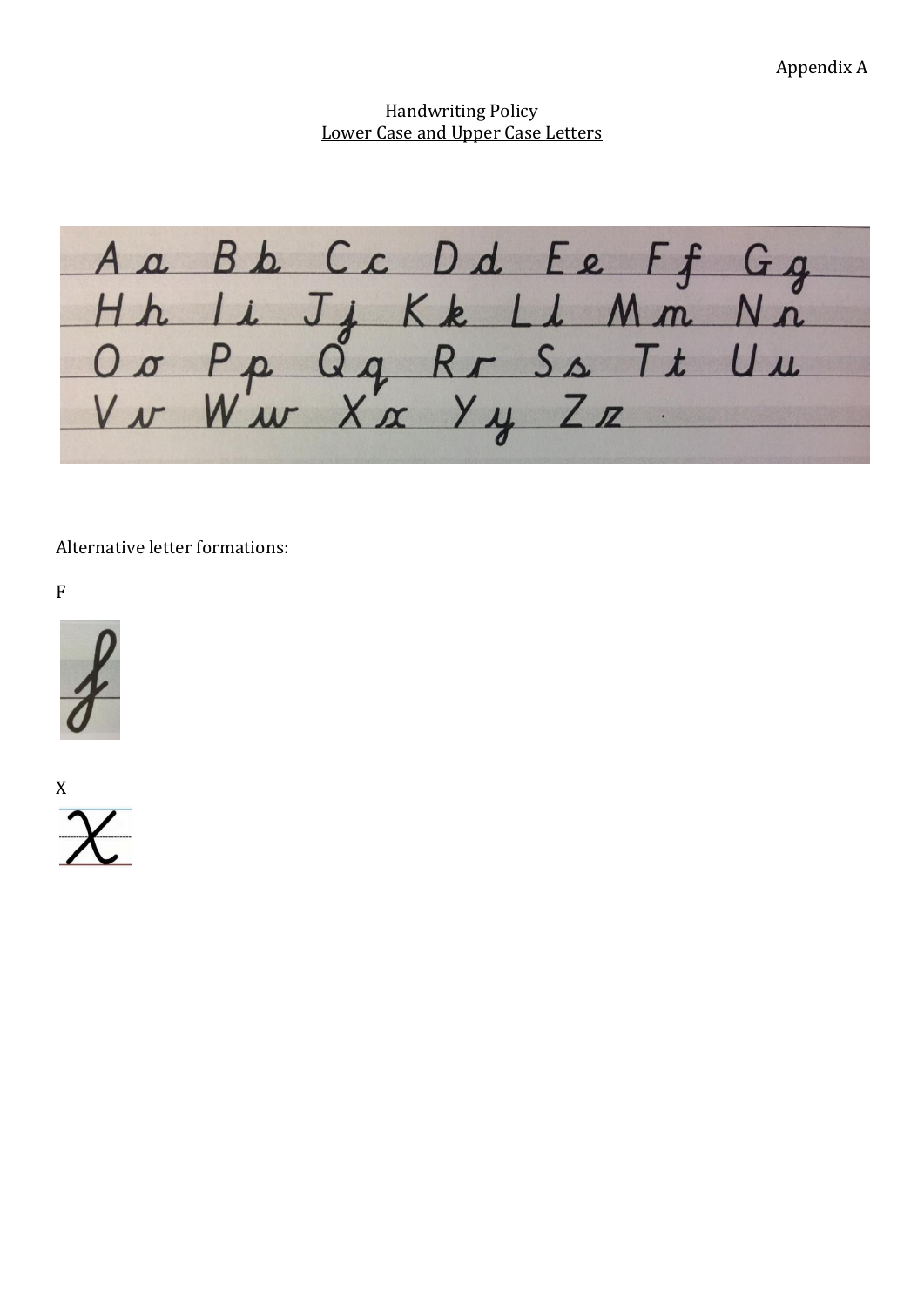Appendix A

## Handwriting Policy
## Lower Case and Upper Case Letters

Aa Bb Cc Dd Ee Ff Gg
Hh Ii Jj Kk Ll Mm Nn
Oo Pp Qq Rr Ss Tt Uu
Vv Ww Xx Yy Zz

Alternative letter formations:

F

f

X

x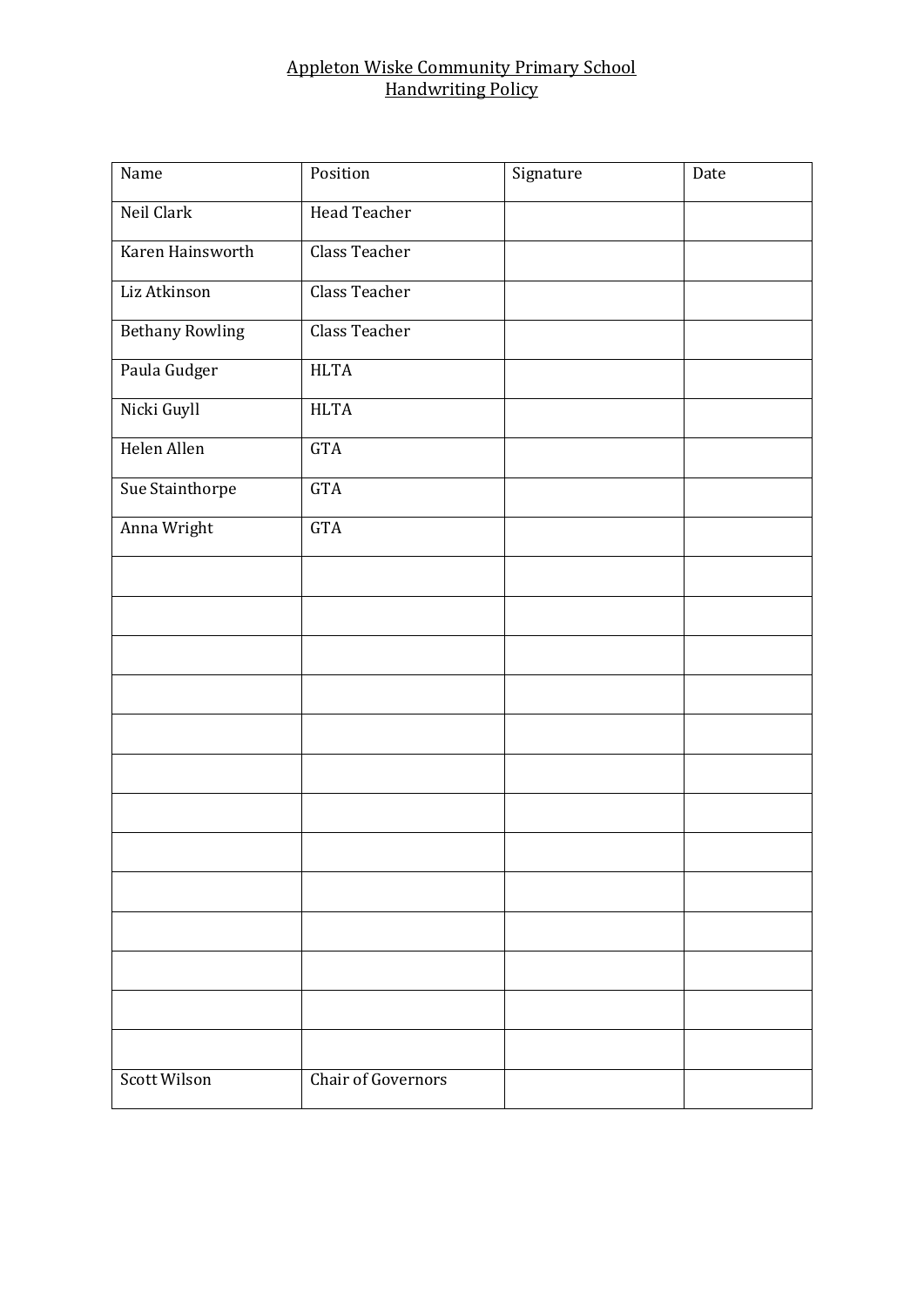Appleton Wiske Community Primary School
Handwriting Policy

| Name | Position | Signature | Date |
|---|---|---|---|
| Neil Clark | Head Teacher | | |
| Karen Hainsworth | Class Teacher | | |
| Liz Atkinson | Class Teacher | | |
| Bethany Rowling | Class Teacher | | |
| Paula Gudger | HLTA | | |
| Nicki Guyll | HLTA | | |
| Helen Allen | GTA | | |
| Sue Stainthorpe | GTA | | |
| Anna Wright | GTA | | |
| | | | |
| | | | |
| | | | |
| | | | |
| | | | |
| | | | |
| | | | |
| | | | |
| | | | |
| | | | |
| | | | |
| | | | |
| | | | |
| Scott Wilson | Chair of Governors | | |